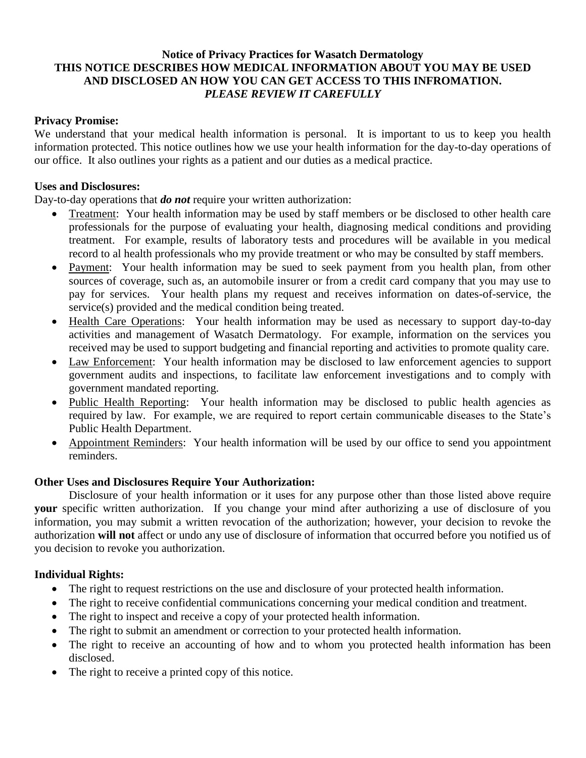**Notice of Privacy Practices for Wasatch Dermatology**
**THIS NOTICE DESCRIBES HOW MEDICAL INFORMATION ABOUT YOU MAY BE USED AND DISCLOSED AN HOW YOU CAN GET ACCESS TO THIS INFROMATION.**
***PLEASE REVIEW IT CAREFULLY***

**Privacy Promise:**
We understand that your medical health information is personal. It is important to us to keep you health information protected. This notice outlines how we use your health information for the day-to-day operations of our office. It also outlines your rights as a patient and our duties as a medical practice.

**Uses and Disclosures:**
Day-to-day operations that ***do not*** require your written authorization:

- Treatment: Your health information may be used by staff members or be disclosed to other health care professionals for the purpose of evaluating your health, diagnosing medical conditions and providing treatment. For example, results of laboratory tests and procedures will be available in you medical record to al health professionals who my provide treatment or who may be consulted by staff members.
- Payment: Your health information may be sued to seek payment from you health plan, from other sources of coverage, such as, an automobile insurer or from a credit card company that you may use to pay for services. Your health plans my request and receives information on dates-of-service, the service(s) provided and the medical condition being treated.
- Health Care Operations: Your health information may be used as necessary to support day-to-day activities and management of Wasatch Dermatology. For example, information on the services you received may be used to support budgeting and financial reporting and activities to promote quality care.
- Law Enforcement: Your health information may be disclosed to law enforcement agencies to support government audits and inspections, to facilitate law enforcement investigations and to comply with government mandated reporting.
- Public Health Reporting: Your health information may be disclosed to public health agencies as required by law. For example, we are required to report certain communicable diseases to the State's Public Health Department.
- Appointment Reminders: Your health information will be used by our office to send you appointment reminders.

**Other Uses and Disclosures Require Your Authorization:**

Disclosure of your health information or it uses for any purpose other than those listed above require **your** specific written authorization. If you change your mind after authorizing a use of disclosure of you information, you may submit a written revocation of the authorization; however, your decision to revoke the authorization **will not** affect or undo any use of disclosure of information that occurred before you notified us of you decision to revoke you authorization.

**Individual Rights:**

- The right to request restrictions on the use and disclosure of your protected health information.
- The right to receive confidential communications concerning your medical condition and treatment.
- The right to inspect and receive a copy of your protected health information.
- The right to submit an amendment or correction to your protected health information.
- The right to receive an accounting of how and to whom you protected health information has been disclosed.
- The right to receive a printed copy of this notice.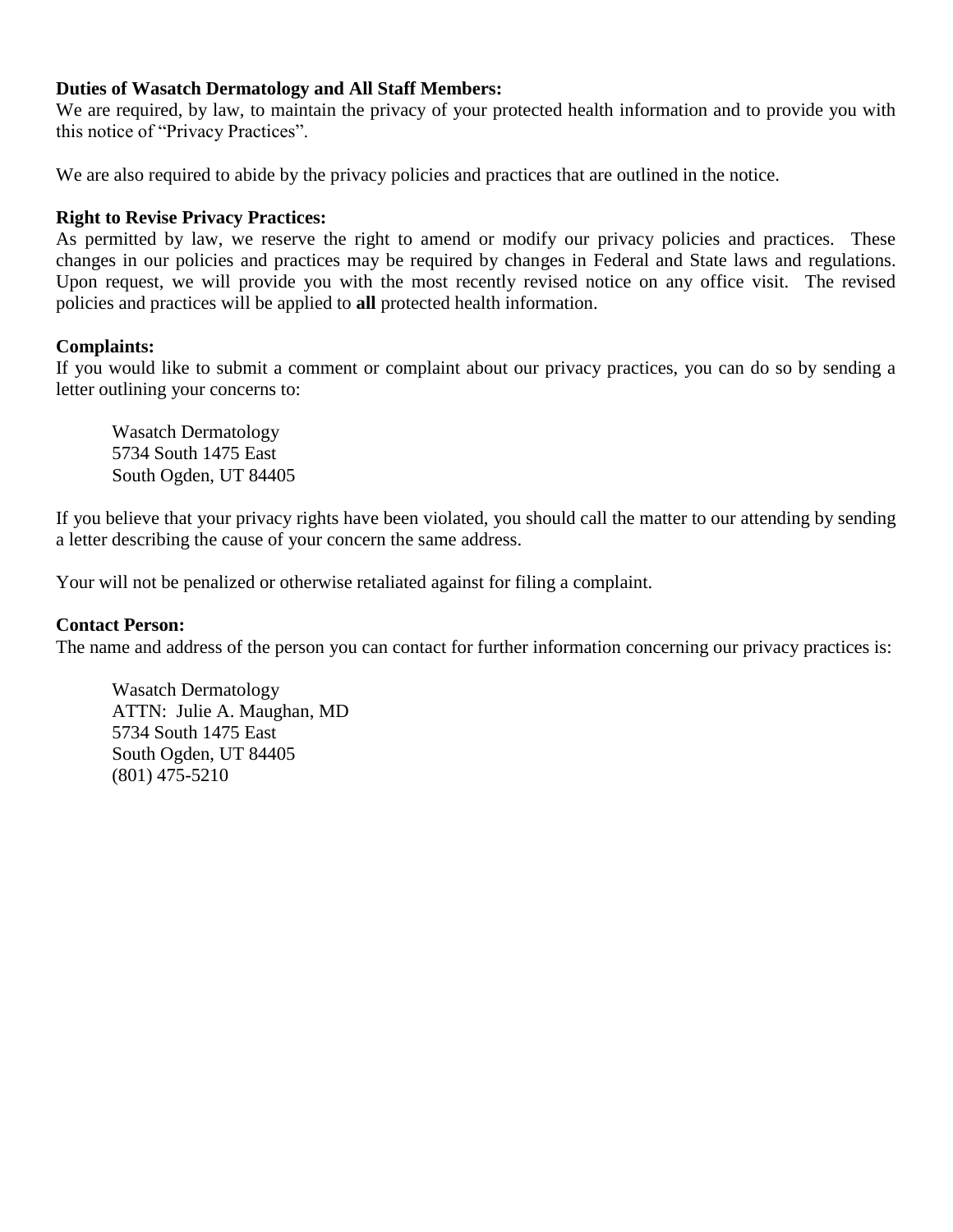**Duties of Wasatch Dermatology and All Staff Members:**
We are required, by law, to maintain the privacy of your protected health information and to provide you with this notice of "Privacy Practices".

We are also required to abide by the privacy policies and practices that are outlined in the notice.

**Right to Revise Privacy Practices:**
As permitted by law, we reserve the right to amend or modify our privacy policies and practices. These changes in our policies and practices may be required by changes in Federal and State laws and regulations. Upon request, we will provide you with the most recently revised notice on any office visit. The revised policies and practices will be applied to **all** protected health information.

**Complaints:**
If you would like to submit a comment or complaint about our privacy practices, you can do so by sending a letter outlining your concerns to:

Wasatch Dermatology
5734 South 1475 East
South Ogden, UT 84405

If you believe that your privacy rights have been violated, you should call the matter to our attending by sending a letter describing the cause of your concern the same address.

Your will not be penalized or otherwise retaliated against for filing a complaint.

**Contact Person:**
The name and address of the person you can contact for further information concerning our privacy practices is:

Wasatch Dermatology
ATTN: Julie A. Maughan, MD
5734 South 1475 East
South Ogden, UT 84405
(801) 475-5210